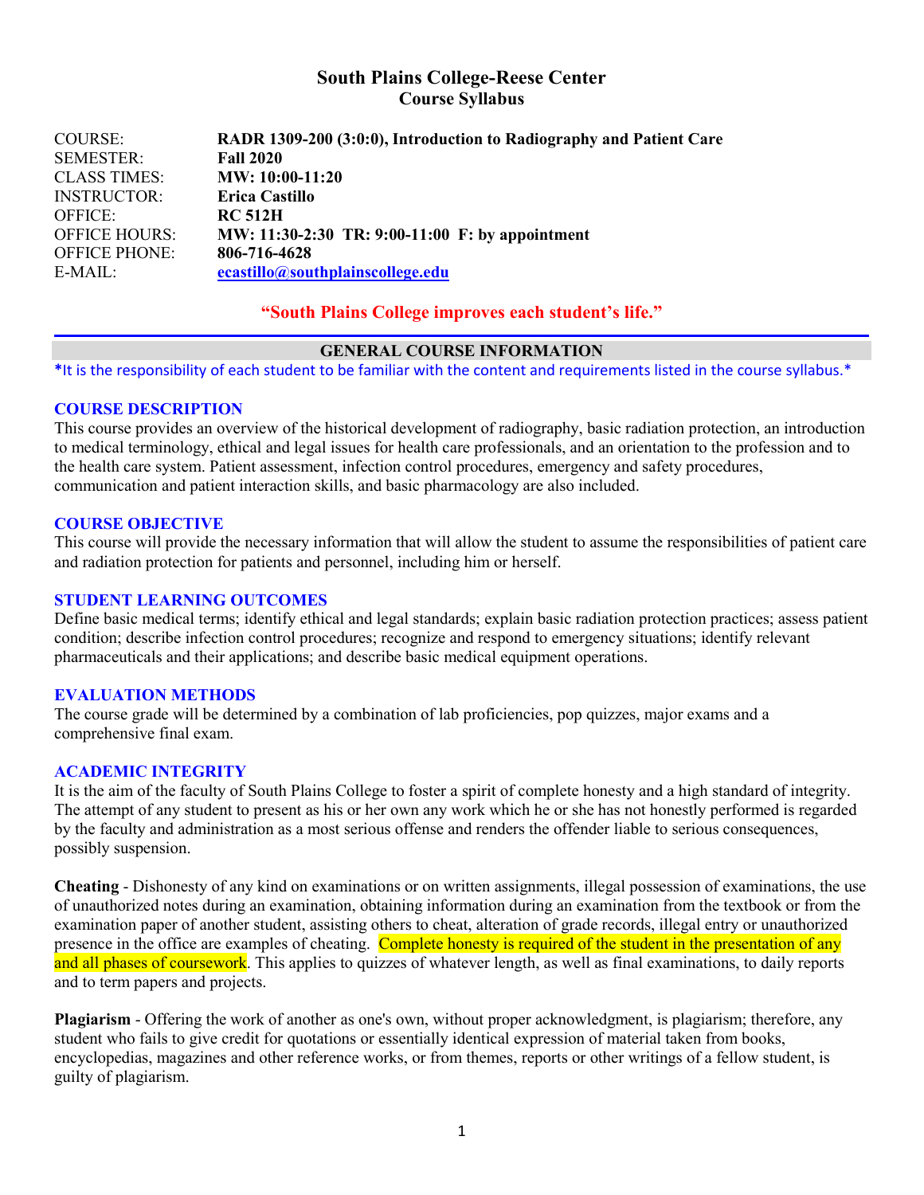# South Plains College-Reese Center
## Course Syllabus

| | |
|---|---|
| COURSE: | **RADR 1309-200 (3:0:0), Introduction to Radiography and Patient Care** |
| SEMESTER: | **Fall 2020** |
| CLASS TIMES: | **MW: 10:00-11:20** |
| INSTRUCTOR: | **Erica Castillo** |
| OFFICE: | **RC 512H** |
| OFFICE HOURS: | **MW: 11:30-2:30 TR: 9:00-11:00 F: by appointment** |
| OFFICE PHONE: | **806-716-4628** |
| E-MAIL: | **ecastillo@southplainscollege.edu** |

**"South Plains College improves each student's life."**

---

## GENERAL COURSE INFORMATION

*It is the responsibility of each student to be familiar with the content and requirements listed in the course syllabus.*

### COURSE DESCRIPTION

This course provides an overview of the historical development of radiography, basic radiation protection, an introduction to medical terminology, ethical and legal issues for health care professionals, and an orientation to the profession and to the health care system. Patient assessment, infection control procedures, emergency and safety procedures, communication and patient interaction skills, and basic pharmacology are also included.

### COURSE OBJECTIVE

This course will provide the necessary information that will allow the student to assume the responsibilities of patient care and radiation protection for patients and personnel, including him or herself.

### STUDENT LEARNING OUTCOMES

Define basic medical terms; identify ethical and legal standards; explain basic radiation protection practices; assess patient condition; describe infection control procedures; recognize and respond to emergency situations; identify relevant pharmaceuticals and their applications; and describe basic medical equipment operations.

### EVALUATION METHODS

The course grade will be determined by a combination of lab proficiencies, pop quizzes, major exams and a comprehensive final exam.

### ACADEMIC INTEGRITY

It is the aim of the faculty of South Plains College to foster a spirit of complete honesty and a high standard of integrity. The attempt of any student to present as his or her own any work which he or she has not honestly performed is regarded by the faculty and administration as a most serious offense and renders the offender liable to serious consequences, possibly suspension.

**Cheating** - Dishonesty of any kind on examinations or on written assignments, illegal possession of examinations, the use of unauthorized notes during an examination, obtaining information during an examination from the textbook or from the examination paper of another student, assisting others to cheat, alteration of grade records, illegal entry or unauthorized presence in the office are examples of cheating. Complete honesty is required of the student in the presentation of any and all phases of coursework. This applies to quizzes of whatever length, as well as final examinations, to daily reports and to term papers and projects.

**Plagiarism** - Offering the work of another as one's own, without proper acknowledgment, is plagiarism; therefore, any student who fails to give credit for quotations or essentially identical expression of material taken from books, encyclopedias, magazines and other reference works, or from themes, reports or other writings of a fellow student, is guilty of plagiarism.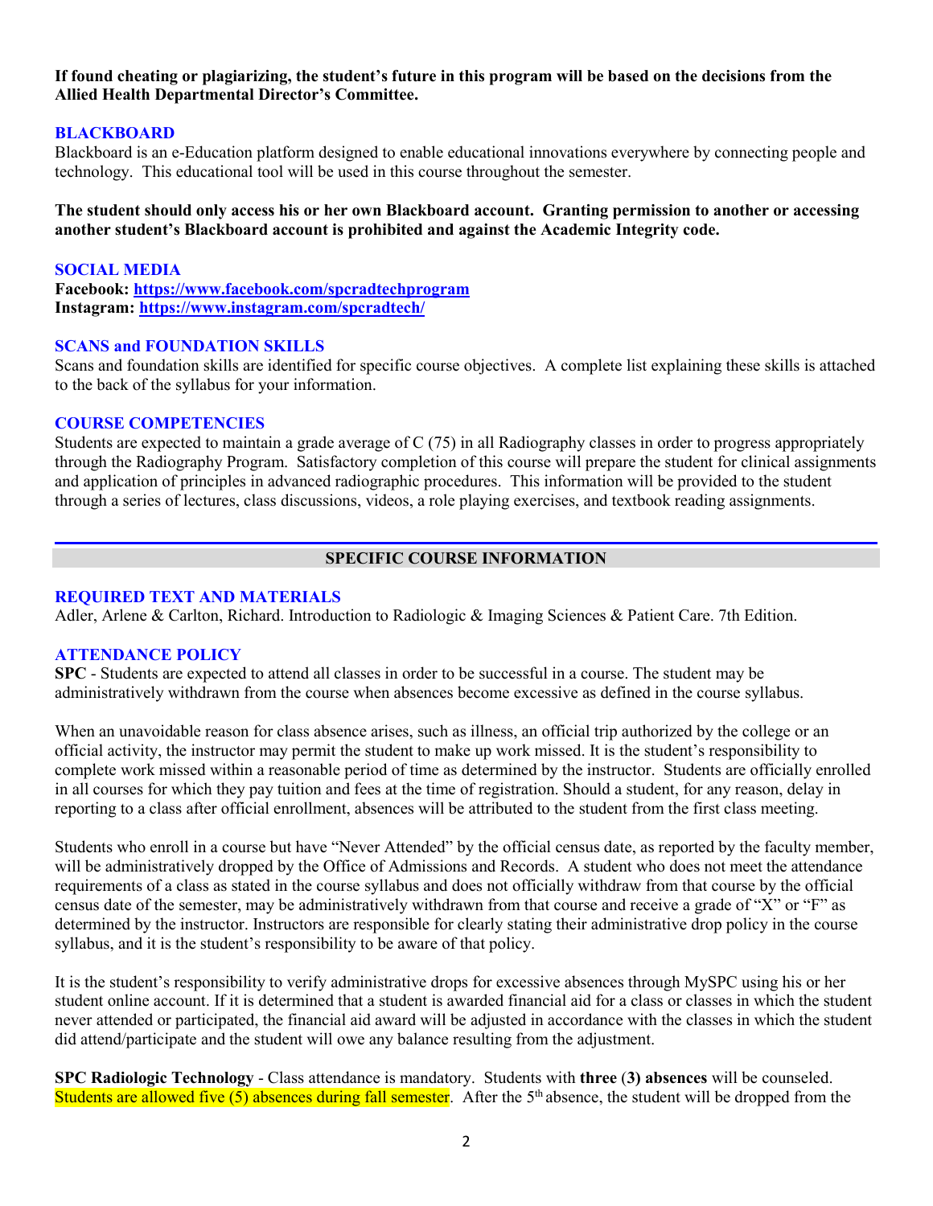**If found cheating or plagiarizing, the student's future in this program will be based on the decisions from the Allied Health Departmental Director's Committee.**

## BLACKBOARD

Blackboard is an e-Education platform designed to enable educational innovations everywhere by connecting people and technology. This educational tool will be used in this course throughout the semester.

**The student should only access his or her own Blackboard account. Granting permission to another or accessing another student's Blackboard account is prohibited and against the Academic Integrity code.**

## SOCIAL MEDIA

**Facebook: [https://www.facebook.com/spcradtechprogram](https://www.facebook.com/spcradtechprogram)**
**Instagram: [https://www.instagram.com/spcradtech/](https://www.instagram.com/spcradtech/)**

## SCANS and FOUNDATION SKILLS

Scans and foundation skills are identified for specific course objectives. A complete list explaining these skills is attached to the back of the syllabus for your information.

## COURSE COMPETENCIES

Students are expected to maintain a grade average of C (75) in all Radiography classes in order to progress appropriately through the Radiography Program. Satisfactory completion of this course will prepare the student for clinical assignments and application of principles in advanced radiographic procedures. This information will be provided to the student through a series of lectures, class discussions, videos, a role playing exercises, and textbook reading assignments.

---

## SPECIFIC COURSE INFORMATION

## REQUIRED TEXT AND MATERIALS

Adler, Arlene & Carlton, Richard. Introduction to Radiologic & Imaging Sciences & Patient Care. 7th Edition.

## ATTENDANCE POLICY

**SPC** - Students are expected to attend all classes in order to be successful in a course. The student may be administratively withdrawn from the course when absences become excessive as defined in the course syllabus.

When an unavoidable reason for class absence arises, such as illness, an official trip authorized by the college or an official activity, the instructor may permit the student to make up work missed. It is the student's responsibility to complete work missed within a reasonable period of time as determined by the instructor. Students are officially enrolled in all courses for which they pay tuition and fees at the time of registration. Should a student, for any reason, delay in reporting to a class after official enrollment, absences will be attributed to the student from the first class meeting.

Students who enroll in a course but have "Never Attended" by the official census date, as reported by the faculty member, will be administratively dropped by the Office of Admissions and Records. A student who does not meet the attendance requirements of a class as stated in the course syllabus and does not officially withdraw from that course by the official census date of the semester, may be administratively withdrawn from that course and receive a grade of "X" or "F" as determined by the instructor. Instructors are responsible for clearly stating their administrative drop policy in the course syllabus, and it is the student's responsibility to be aware of that policy.

It is the student's responsibility to verify administrative drops for excessive absences through MySPC using his or her student online account. If it is determined that a student is awarded financial aid for a class or classes in which the student never attended or participated, the financial aid award will be adjusted in accordance with the classes in which the student did attend/participate and the student will owe any balance resulting from the adjustment.

**SPC Radiologic Technology** - Class attendance is mandatory. Students with **three (3) absences** will be counseled. Students are allowed five (5) absences during fall semester. After the 5th absence, the student will be dropped from the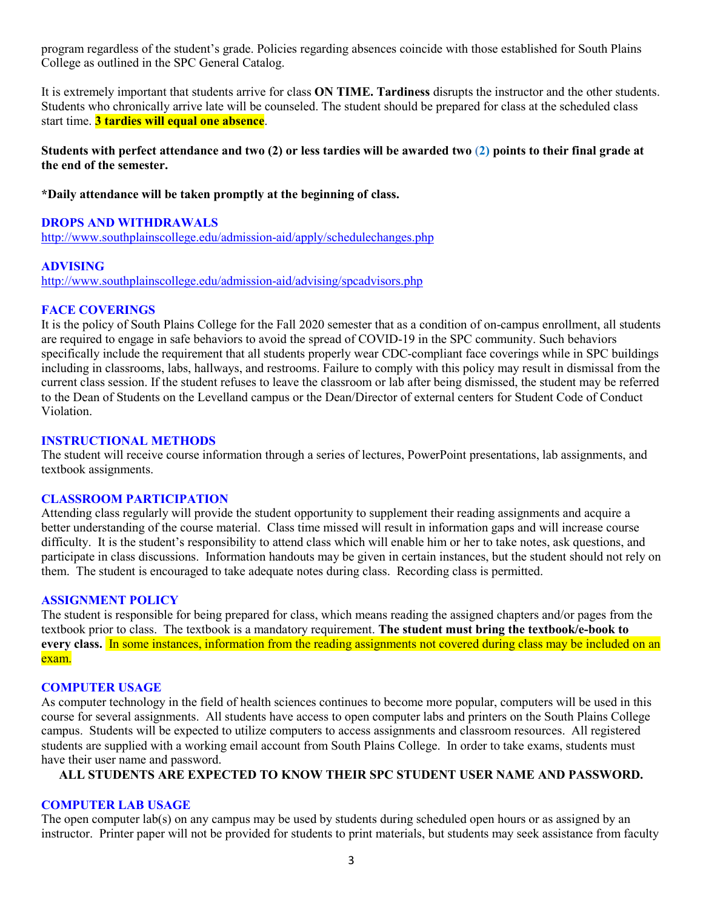program regardless of the student's grade. Policies regarding absences coincide with those established for South Plains College as outlined in the SPC General Catalog.

It is extremely important that students arrive for class **ON TIME. Tardiness** disrupts the instructor and the other students. Students who chronically arrive late will be counseled. The student should be prepared for class at the scheduled class start time. **3 tardies will equal one absence**.

**Students with perfect attendance and two (2) or less tardies will be awarded two (2) points to their final grade at the end of the semester.**

**\*Daily attendance will be taken promptly at the beginning of class.**

### DROPS AND WITHDRAWALS

http://www.southplainscollege.edu/admission-aid/apply/schedulechanges.php

### ADVISING

http://www.southplainscollege.edu/admission-aid/advising/spcadvisors.php

### FACE COVERINGS

It is the policy of South Plains College for the Fall 2020 semester that as a condition of on-campus enrollment, all students are required to engage in safe behaviors to avoid the spread of COVID-19 in the SPC community. Such behaviors specifically include the requirement that all students properly wear CDC-compliant face coverings while in SPC buildings including in classrooms, labs, hallways, and restrooms. Failure to comply with this policy may result in dismissal from the current class session. If the student refuses to leave the classroom or lab after being dismissed, the student may be referred to the Dean of Students on the Levelland campus or the Dean/Director of external centers for Student Code of Conduct Violation.

### INSTRUCTIONAL METHODS

The student will receive course information through a series of lectures, PowerPoint presentations, lab assignments, and textbook assignments.

### CLASSROOM PARTICIPATION

Attending class regularly will provide the student opportunity to supplement their reading assignments and acquire a better understanding of the course material. Class time missed will result in information gaps and will increase course difficulty. It is the student's responsibility to attend class which will enable him or her to take notes, ask questions, and participate in class discussions. Information handouts may be given in certain instances, but the student should not rely on them. The student is encouraged to take adequate notes during class. Recording class is permitted.

### ASSIGNMENT POLICY

The student is responsible for being prepared for class, which means reading the assigned chapters and/or pages from the textbook prior to class. The textbook is a mandatory requirement. **The student must bring the textbook/e-book to every class.** In some instances, information from the reading assignments not covered during class may be included on an exam.

### COMPUTER USAGE

As computer technology in the field of health sciences continues to become more popular, computers will be used in this course for several assignments. All students have access to open computer labs and printers on the South Plains College campus. Students will be expected to utilize computers to access assignments and classroom resources. All registered students are supplied with a working email account from South Plains College. In order to take exams, students must have their user name and password.

**ALL STUDENTS ARE EXPECTED TO KNOW THEIR SPC STUDENT USER NAME AND PASSWORD.**

### COMPUTER LAB USAGE

The open computer lab(s) on any campus may be used by students during scheduled open hours or as assigned by an instructor. Printer paper will not be provided for students to print materials, but students may seek assistance from faculty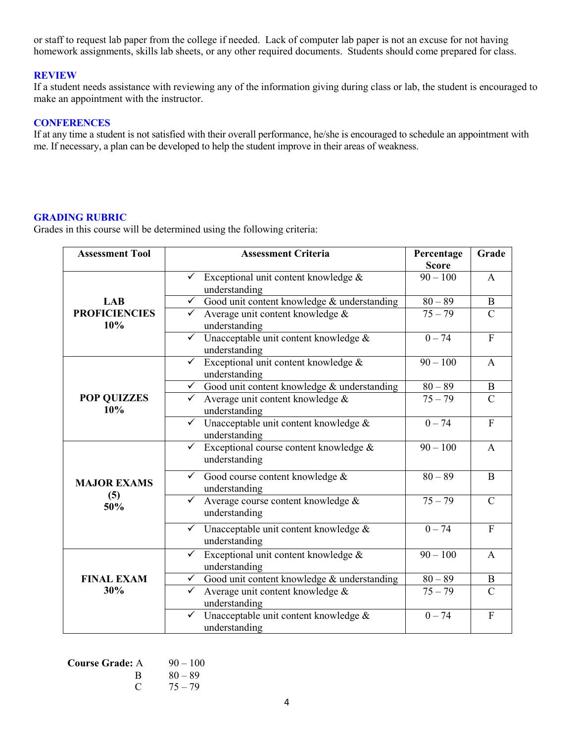or staff to request lab paper from the college if needed. Lack of computer lab paper is not an excuse for not having homework assignments, skills lab sheets, or any other required documents. Students should come prepared for class.

## REVIEW

If a student needs assistance with reviewing any of the information giving during class or lab, the student is encouraged to make an appointment with the instructor.

## CONFERENCES

If at any time a student is not satisfied with their overall performance, he/she is encouraged to schedule an appointment with me. If necessary, a plan can be developed to help the student improve in their areas of weakness.

## GRADING RUBRIC

Grades in this course will be determined using the following criteria:

| Assessment Tool | Assessment Criteria | Percentage Score | Grade |
|---|---|---|---|
| **LAB PROFICIENCIES 10%** | ✓ Exceptional unit content knowledge & understanding | 90 – 100 | A |
| | ✓ Good unit content knowledge & understanding | 80 – 89 | B |
| | ✓ Average unit content knowledge & understanding | 75 – 79 | C |
| | ✓ Unacceptable unit content knowledge & understanding | 0 – 74 | F |
| **POP QUIZZES 10%** | ✓ Exceptional unit content knowledge & understanding | 90 – 100 | A |
| | ✓ Good unit content knowledge & understanding | 80 – 89 | B |
| | ✓ Average unit content knowledge & understanding | 75 – 79 | C |
| | ✓ Unacceptable unit content knowledge & understanding | 0 – 74 | F |
| **MAJOR EXAMS (5) 50%** | ✓ Exceptional course content knowledge & understanding | 90 – 100 | A |
| | ✓ Good course content knowledge & understanding | 80 – 89 | B |
| | ✓ Average course content knowledge & understanding | 75 – 79 | C |
| | ✓ Unacceptable unit content knowledge & understanding | 0 – 74 | F |
| **FINAL EXAM 30%** | ✓ Exceptional unit content knowledge & understanding | 90 – 100 | A |
| | ✓ Good unit content knowledge & understanding | 80 – 89 | B |
| | ✓ Average unit content knowledge & understanding | 75 – 79 | C |
| | ✓ Unacceptable unit content knowledge & understanding | 0 – 74 | F |

**Course Grade:** A 90 – 100
B 80 – 89
C 75 – 79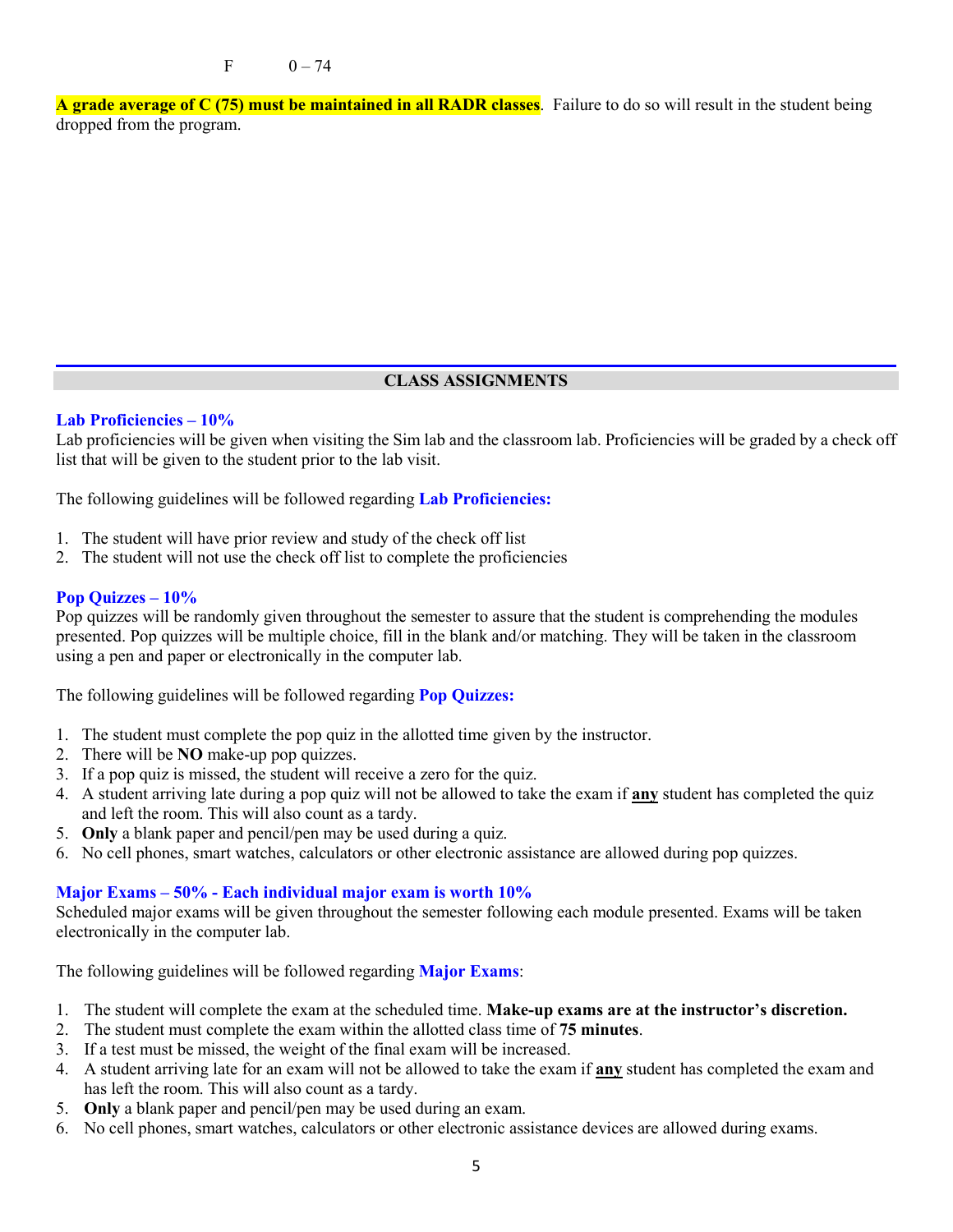F 0 – 74

**A grade average of C (75) must be maintained in all RADR classes**. Failure to do so will result in the student being dropped from the program.

## CLASS ASSIGNMENTS

### Lab Proficiencies – 10%

Lab proficiencies will be given when visiting the Sim lab and the classroom lab. Proficiencies will be graded by a check off list that will be given to the student prior to the lab visit.

The following guidelines will be followed regarding **Lab Proficiencies:**

1. The student will have prior review and study of the check off list
2. The student will not use the check off list to complete the proficiencies

### Pop Quizzes – 10%

Pop quizzes will be randomly given throughout the semester to assure that the student is comprehending the modules presented. Pop quizzes will be multiple choice, fill in the blank and/or matching. They will be taken in the classroom using a pen and paper or electronically in the computer lab.

The following guidelines will be followed regarding **Pop Quizzes:**

1. The student must complete the pop quiz in the allotted time given by the instructor.
2. There will be **NO** make-up pop quizzes.
3. If a pop quiz is missed, the student will receive a zero for the quiz.
4. A student arriving late during a pop quiz will not be allowed to take the exam if **any** student has completed the quiz and left the room. This will also count as a tardy.
5. **Only** a blank paper and pencil/pen may be used during a quiz.
6. No cell phones, smart watches, calculators or other electronic assistance are allowed during pop quizzes.

### Major Exams – 50% - Each individual major exam is worth 10%

Scheduled major exams will be given throughout the semester following each module presented. Exams will be taken electronically in the computer lab.

The following guidelines will be followed regarding **Major Exams**:

1. The student will complete the exam at the scheduled time. **Make-up exams are at the instructor's discretion.**
2. The student must complete the exam within the allotted class time of **75 minutes**.
3. If a test must be missed, the weight of the final exam will be increased.
4. A student arriving late for an exam will not be allowed to take the exam if **any** student has completed the exam and has left the room. This will also count as a tardy.
5. **Only** a blank paper and pencil/pen may be used during an exam.
6. No cell phones, smart watches, calculators or other electronic assistance devices are allowed during exams.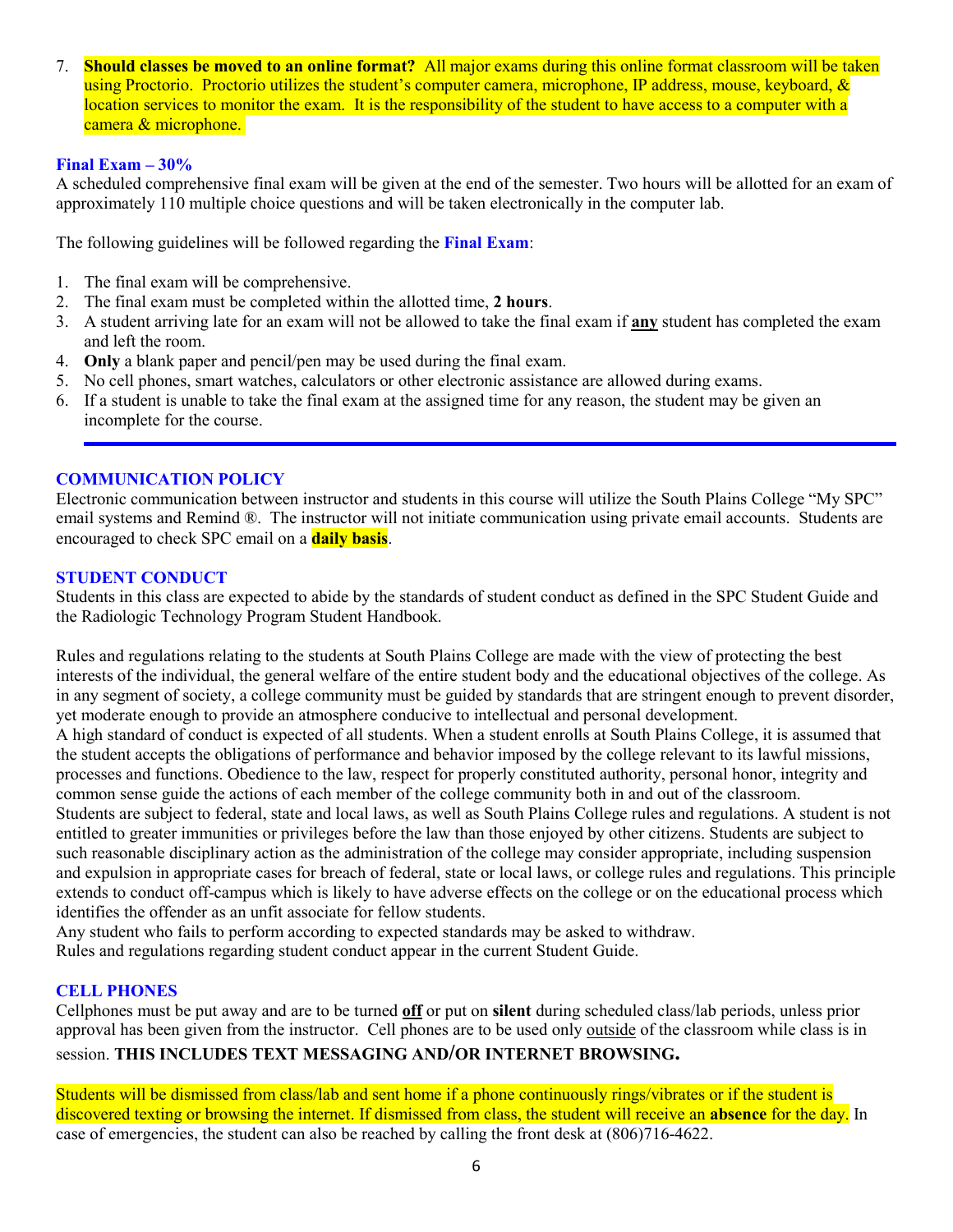7. **Should classes be moved to an online format?** All major exams during this online format classroom will be taken using Proctorio. Proctorio utilizes the student's computer camera, microphone, IP address, mouse, keyboard, & location services to monitor the exam. It is the responsibility of the student to have access to a computer with a camera & microphone.

### Final Exam – 30%

A scheduled comprehensive final exam will be given at the end of the semester. Two hours will be allotted for an exam of approximately 110 multiple choice questions and will be taken electronically in the computer lab.

The following guidelines will be followed regarding the **Final Exam**:

1. The final exam will be comprehensive.
2. The final exam must be completed within the allotted time, **2 hours**.
3. A student arriving late for an exam will not be allowed to take the final exam if **any** student has completed the exam and left the room.
4. **Only** a blank paper and pencil/pen may be used during the final exam.
5. No cell phones, smart watches, calculators or other electronic assistance are allowed during exams.
6. If a student is unable to take the final exam at the assigned time for any reason, the student may be given an incomplete for the course.

---

## COMMUNICATION POLICY

Electronic communication between instructor and students in this course will utilize the South Plains College "My SPC" email systems and Remind ®. The instructor will not initiate communication using private email accounts. Students are encouraged to check SPC email on a **daily basis**.

## STUDENT CONDUCT

Students in this class are expected to abide by the standards of student conduct as defined in the SPC Student Guide and the Radiologic Technology Program Student Handbook.

Rules and regulations relating to the students at South Plains College are made with the view of protecting the best interests of the individual, the general welfare of the entire student body and the educational objectives of the college. As in any segment of society, a college community must be guided by standards that are stringent enough to prevent disorder, yet moderate enough to provide an atmosphere conducive to intellectual and personal development.
A high standard of conduct is expected of all students. When a student enrolls at South Plains College, it is assumed that the student accepts the obligations of performance and behavior imposed by the college relevant to its lawful missions, processes and functions. Obedience to the law, respect for properly constituted authority, personal honor, integrity and common sense guide the actions of each member of the college community both in and out of the classroom.
Students are subject to federal, state and local laws, as well as South Plains College rules and regulations. A student is not entitled to greater immunities or privileges before the law than those enjoyed by other citizens. Students are subject to such reasonable disciplinary action as the administration of the college may consider appropriate, including suspension and expulsion in appropriate cases for breach of federal, state or local laws, or college rules and regulations. This principle extends to conduct off-campus which is likely to have adverse effects on the college or on the educational process which identifies the offender as an unfit associate for fellow students.
Any student who fails to perform according to expected standards may be asked to withdraw.
Rules and regulations regarding student conduct appear in the current Student Guide.

## CELL PHONES

Cellphones must be put away and are to be turned **off** or put on **silent** during scheduled class/lab periods, unless prior approval has been given from the instructor. Cell phones are to be used only outside of the classroom while class is in session. **THIS INCLUDES TEXT MESSAGING AND/OR INTERNET BROWSING.**

Students will be dismissed from class/lab and sent home if a phone continuously rings/vibrates or if the student is discovered texting or browsing the internet. If dismissed from class, the student will receive an **absence** for the day. In case of emergencies, the student can also be reached by calling the front desk at (806)716-4622.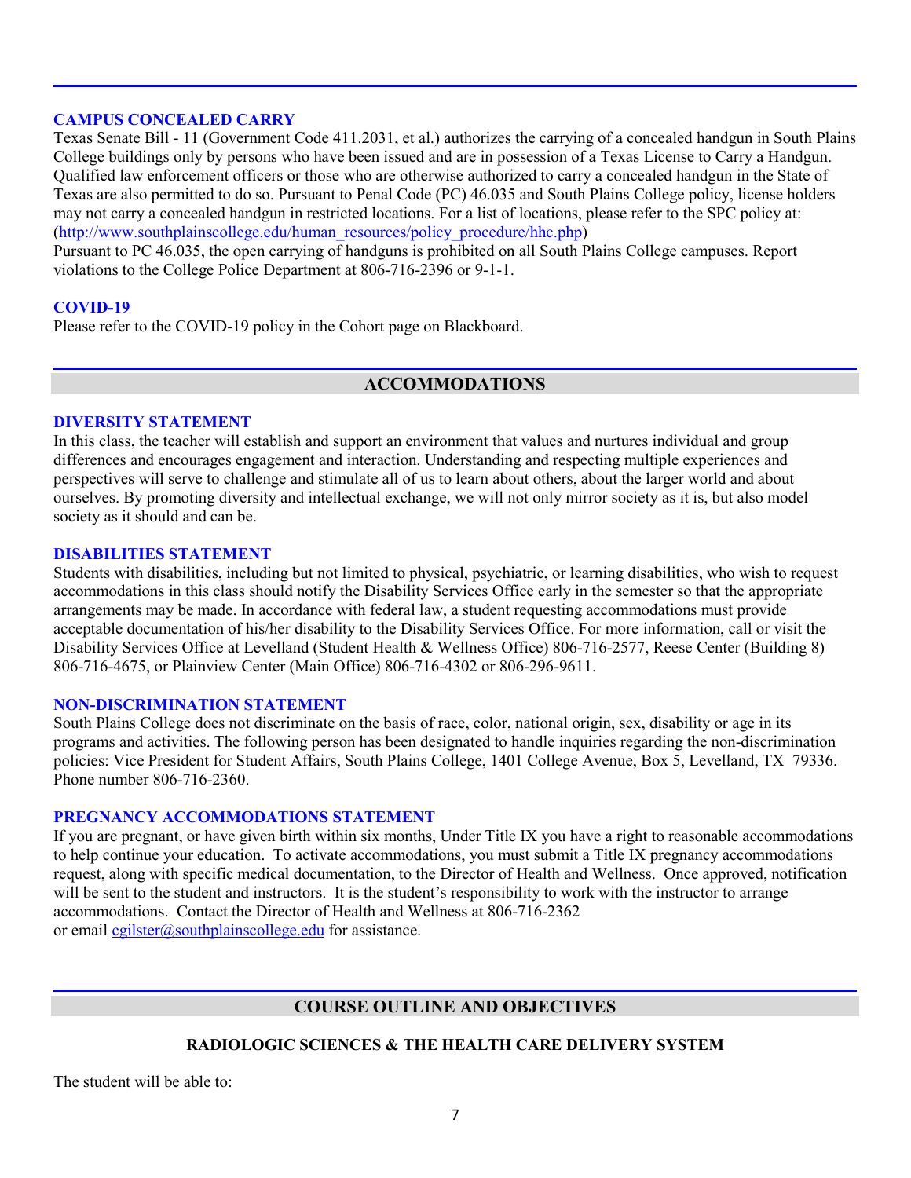### CAMPUS CONCEALED CARRY

Texas Senate Bill - 11 (Government Code 411.2031, et al.) authorizes the carrying of a concealed handgun in South Plains College buildings only by persons who have been issued and are in possession of a Texas License to Carry a Handgun. Qualified law enforcement officers or those who are otherwise authorized to carry a concealed handgun in the State of Texas are also permitted to do so. Pursuant to Penal Code (PC) 46.035 and South Plains College policy, license holders may not carry a concealed handgun in restricted locations. For a list of locations, please refer to the SPC policy at: (http://www.southplainscollege.edu/human_resources/policy_procedure/hhc.php)

Pursuant to PC 46.035, the open carrying of handguns is prohibited on all South Plains College campuses. Report violations to the College Police Department at 806-716-2396 or 9-1-1.

### COVID-19

Please refer to the COVID-19 policy in the Cohort page on Blackboard.

## ACCOMMODATIONS

### DIVERSITY STATEMENT

In this class, the teacher will establish and support an environment that values and nurtures individual and group differences and encourages engagement and interaction. Understanding and respecting multiple experiences and perspectives will serve to challenge and stimulate all of us to learn about others, about the larger world and about ourselves. By promoting diversity and intellectual exchange, we will not only mirror society as it is, but also model society as it should and can be.

### DISABILITIES STATEMENT

Students with disabilities, including but not limited to physical, psychiatric, or learning disabilities, who wish to request accommodations in this class should notify the Disability Services Office early in the semester so that the appropriate arrangements may be made. In accordance with federal law, a student requesting accommodations must provide acceptable documentation of his/her disability to the Disability Services Office. For more information, call or visit the Disability Services Office at Levelland (Student Health & Wellness Office) 806-716-2577, Reese Center (Building 8) 806-716-4675, or Plainview Center (Main Office) 806-716-4302 or 806-296-9611.

### NON-DISCRIMINATION STATEMENT

South Plains College does not discriminate on the basis of race, color, national origin, sex, disability or age in its programs and activities. The following person has been designated to handle inquiries regarding the non-discrimination policies: Vice President for Student Affairs, South Plains College, 1401 College Avenue, Box 5, Levelland, TX 79336. Phone number 806-716-2360.

### PREGNANCY ACCOMMODATIONS STATEMENT

If you are pregnant, or have given birth within six months, Under Title IX you have a right to reasonable accommodations to help continue your education. To activate accommodations, you must submit a Title IX pregnancy accommodations request, along with specific medical documentation, to the Director of Health and Wellness. Once approved, notification will be sent to the student and instructors. It is the student's responsibility to work with the instructor to arrange accommodations. Contact the Director of Health and Wellness at 806-716-2362 or email cgilster@southplainscollege.edu for assistance.

## COURSE OUTLINE AND OBJECTIVES

### RADIOLOGIC SCIENCES & THE HEALTH CARE DELIVERY SYSTEM

The student will be able to: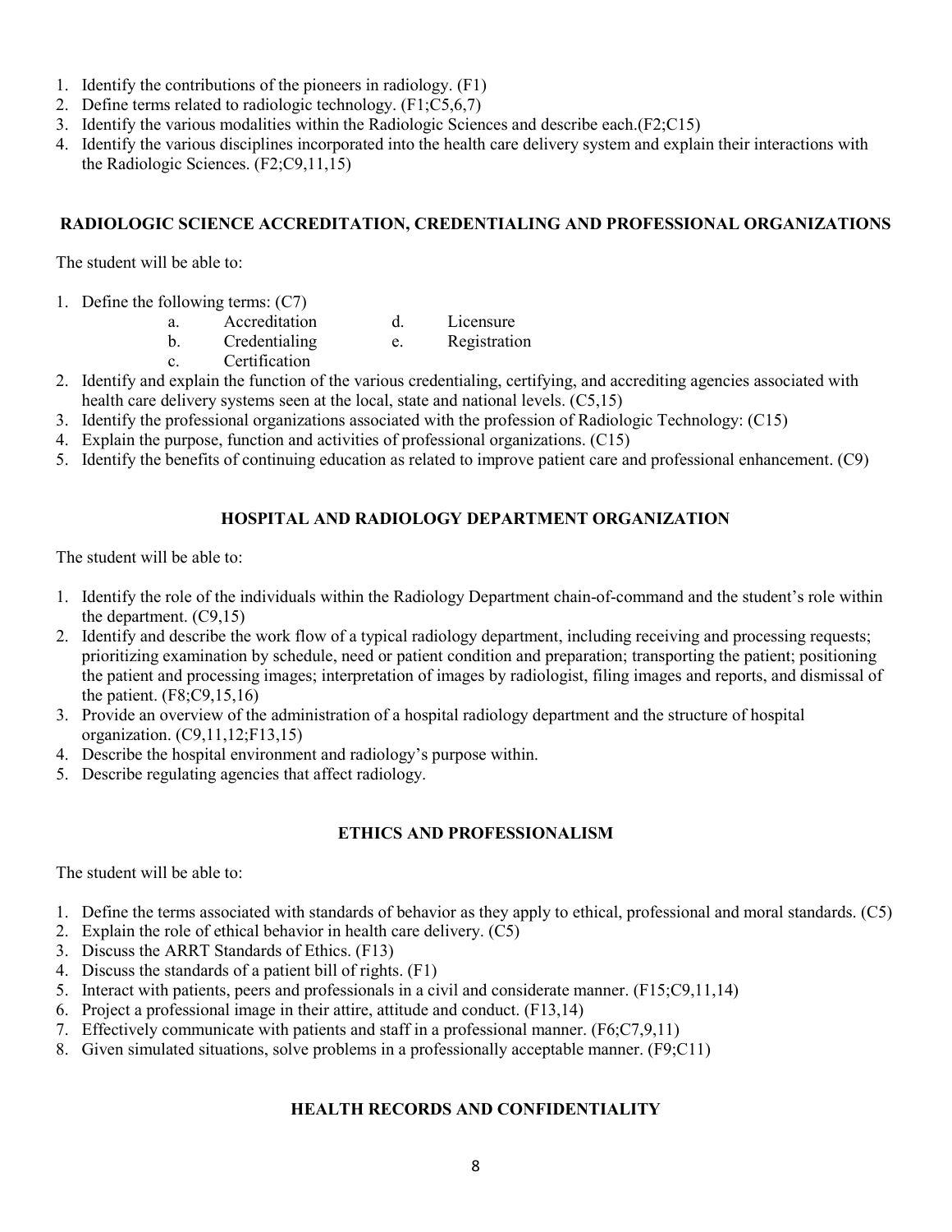1. Identify the contributions of the pioneers in radiology. (F1)
2. Define terms related to radiologic technology. (F1;C5,6,7)
3. Identify the various modalities within the Radiologic Sciences and describe each.(F2;C15)
4. Identify the various disciplines incorporated into the health care delivery system and explain their interactions with the Radiologic Sciences. (F2;C9,11,15)

## RADIOLOGIC SCIENCE ACCREDITATION, CREDENTIALING AND PROFESSIONAL ORGANIZATIONS

The student will be able to:

1. Define the following terms: (C7)
   - a. Accreditation
   - b. Credentialing
   - c. Certification
   - d. Licensure
   - e. Registration
2. Identify and explain the function of the various credentialing, certifying, and accrediting agencies associated with health care delivery systems seen at the local, state and national levels. (C5,15)
3. Identify the professional organizations associated with the profession of Radiologic Technology: (C15)
4. Explain the purpose, function and activities of professional organizations. (C15)
5. Identify the benefits of continuing education as related to improve patient care and professional enhancement. (C9)

## HOSPITAL AND RADIOLOGY DEPARTMENT ORGANIZATION

The student will be able to:

1. Identify the role of the individuals within the Radiology Department chain-of-command and the student's role within the department. (C9,15)
2. Identify and describe the work flow of a typical radiology department, including receiving and processing requests; prioritizing examination by schedule, need or patient condition and preparation; transporting the patient; positioning the patient and processing images; interpretation of images by radiologist, filing images and reports, and dismissal of the patient. (F8;C9,15,16)
3. Provide an overview of the administration of a hospital radiology department and the structure of hospital organization. (C9,11,12;F13,15)
4. Describe the hospital environment and radiology's purpose within.
5. Describe regulating agencies that affect radiology.

## ETHICS AND PROFESSIONALISM

The student will be able to:

1. Define the terms associated with standards of behavior as they apply to ethical, professional and moral standards. (C5)
2. Explain the role of ethical behavior in health care delivery. (C5)
3. Discuss the ARRT Standards of Ethics. (F13)
4. Discuss the standards of a patient bill of rights. (F1)
5. Interact with patients, peers and professionals in a civil and considerate manner. (F15;C9,11,14)
6. Project a professional image in their attire, attitude and conduct. (F13,14)
7. Effectively communicate with patients and staff in a professional manner. (F6;C7,9,11)
8. Given simulated situations, solve problems in a professionally acceptable manner. (F9;C11)

## HEALTH RECORDS AND CONFIDENTIALITY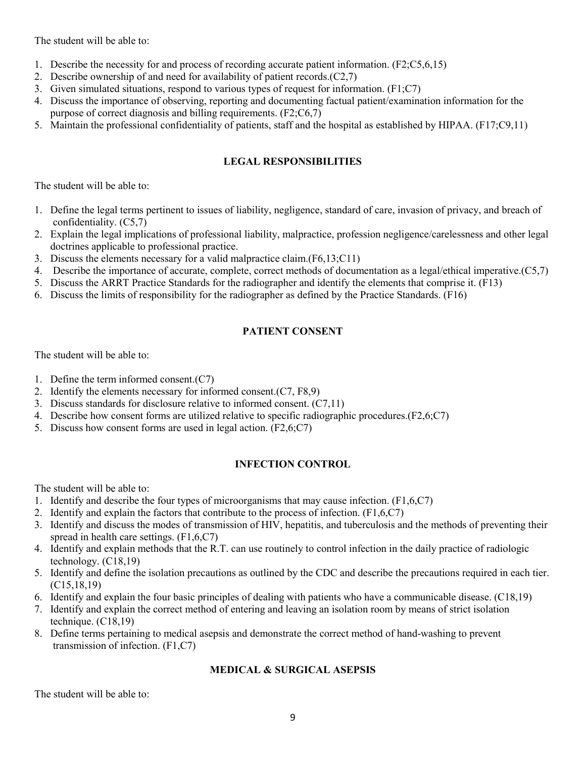The student will be able to:

1. Describe the necessity for and process of recording accurate patient information. (F2;C5,6,15)
2. Describe ownership of and need for availability of patient records.(C2,7)
3. Given simulated situations, respond to various types of request for information. (F1;C7)
4. Discuss the importance of observing, reporting and documenting factual patient/examination information for the purpose of correct diagnosis and billing requirements. (F2;C6,7)
5. Maintain the professional confidentiality of patients, staff and the hospital as established by HIPAA. (F17;C9,11)

## LEGAL RESPONSIBILITIES

The student will be able to:

1. Define the legal terms pertinent to issues of liability, negligence, standard of care, invasion of privacy, and breach of confidentiality. (C5,7)
2. Explain the legal implications of professional liability, malpractice, profession negligence/carelessness and other legal doctrines applicable to professional practice.
3. Discuss the elements necessary for a valid malpractice claim.(F6,13;C11)
4. Describe the importance of accurate, complete, correct methods of documentation as a legal/ethical imperative.(C5,7)
5. Discuss the ARRT Practice Standards for the radiographer and identify the elements that comprise it. (F13)
6. Discuss the limits of responsibility for the radiographer as defined by the Practice Standards. (F16)

## PATIENT CONSENT

The student will be able to:

1. Define the term informed consent.(C7)
2. Identify the elements necessary for informed consent.(C7, F8,9)
3. Discuss standards for disclosure relative to informed consent. (C7,11)
4. Describe how consent forms are utilized relative to specific radiographic procedures.(F2,6;C7)
5. Discuss how consent forms are used in legal action. (F2,6;C7)

## INFECTION CONTROL

The student will be able to:

1. Identify and describe the four types of microorganisms that may cause infection. (F1,6,C7)
2. Identify and explain the factors that contribute to the process of infection. (F1,6,C7)
3. Identify and discuss the modes of transmission of HIV, hepatitis, and tuberculosis and the methods of preventing their spread in health care settings. (F1,6,C7)
4. Identify and explain methods that the R.T. can use routinely to control infection in the daily practice of radiologic technology. (C18,19)
5. Identify and define the isolation precautions as outlined by the CDC and describe the precautions required in each tier. (C15,18,19)
6. Identify and explain the four basic principles of dealing with patients who have a communicable disease. (C18,19)
7. Identify and explain the correct method of entering and leaving an isolation room by means of strict isolation technique. (C18,19)
8. Define terms pertaining to medical asepsis and demonstrate the correct method of hand-washing to prevent transmission of infection. (F1,C7)

## MEDICAL & SURGICAL ASEPSIS

The student will be able to: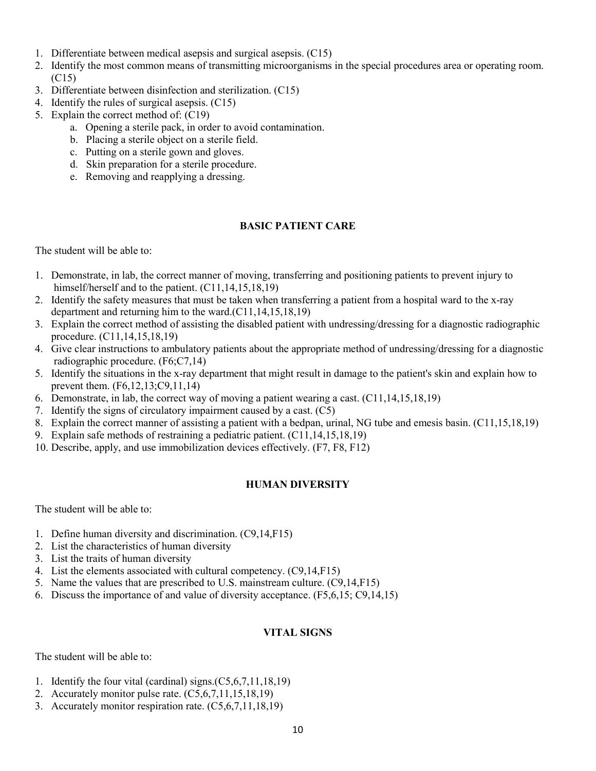1. Differentiate between medical asepsis and surgical asepsis. (C15)
2. Identify the most common means of transmitting microorganisms in the special procedures area or operating room. (C15)
3. Differentiate between disinfection and sterilization. (C15)
4. Identify the rules of surgical asepsis. (C15)
5. Explain the correct method of: (C19)
   a. Opening a sterile pack, in order to avoid contamination.
   b. Placing a sterile object on a sterile field.
   c. Putting on a sterile gown and gloves.
   d. Skin preparation for a sterile procedure.
   e. Removing and reapplying a dressing.

## BASIC PATIENT CARE

The student will be able to:

1. Demonstrate, in lab, the correct manner of moving, transferring and positioning patients to prevent injury to himself/herself and to the patient. (C11,14,15,18,19)
2. Identify the safety measures that must be taken when transferring a patient from a hospital ward to the x-ray department and returning him to the ward.(C11,14,15,18,19)
3. Explain the correct method of assisting the disabled patient with undressing/dressing for a diagnostic radiographic procedure. (C11,14,15,18,19)
4. Give clear instructions to ambulatory patients about the appropriate method of undressing/dressing for a diagnostic radiographic procedure. (F6;C7,14)
5. Identify the situations in the x-ray department that might result in damage to the patient's skin and explain how to prevent them. (F6,12,13;C9,11,14)
6. Demonstrate, in lab, the correct way of moving a patient wearing a cast. (C11,14,15,18,19)
7. Identify the signs of circulatory impairment caused by a cast. (C5)
8. Explain the correct manner of assisting a patient with a bedpan, urinal, NG tube and emesis basin. (C11,15,18,19)
9. Explain safe methods of restraining a pediatric patient. (C11,14,15,18,19)
10. Describe, apply, and use immobilization devices effectively. (F7, F8, F12)

## HUMAN DIVERSITY

The student will be able to:

1. Define human diversity and discrimination. (C9,14,F15)
2. List the characteristics of human diversity
3. List the traits of human diversity
4. List the elements associated with cultural competency. (C9,14,F15)
5. Name the values that are prescribed to U.S. mainstream culture. (C9,14,F15)
6. Discuss the importance of and value of diversity acceptance. (F5,6,15; C9,14,15)

## VITAL SIGNS

The student will be able to:

1. Identify the four vital (cardinal) signs.(C5,6,7,11,18,19)
2. Accurately monitor pulse rate. (C5,6,7,11,15,18,19)
3. Accurately monitor respiration rate. (C5,6,7,11,18,19)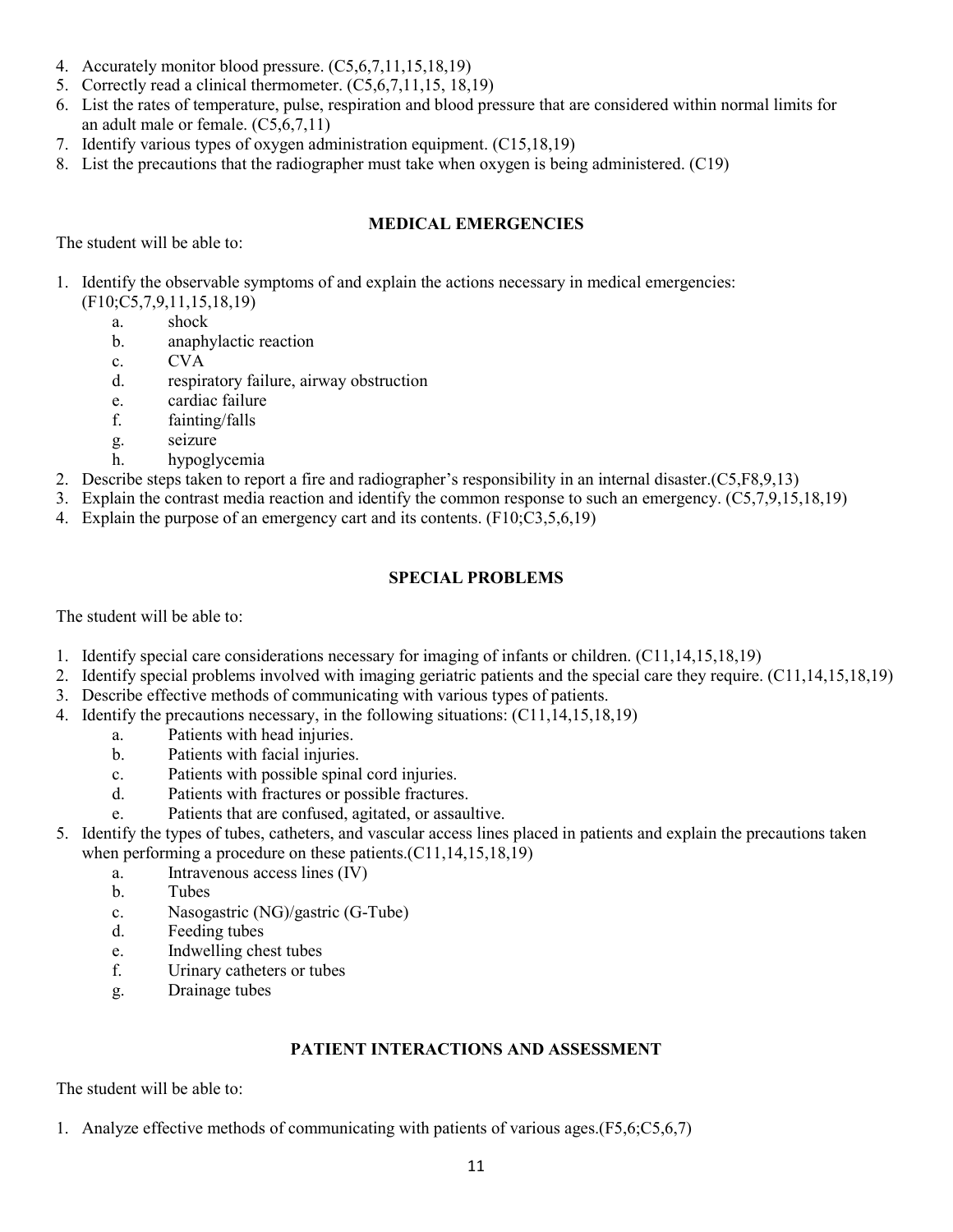4. Accurately monitor blood pressure. (C5,6,7,11,15,18,19)
5. Correctly read a clinical thermometer. (C5,6,7,11,15, 18,19)
6. List the rates of temperature, pulse, respiration and blood pressure that are considered within normal limits for an adult male or female. (C5,6,7,11)
7. Identify various types of oxygen administration equipment. (C15,18,19)
8. List the precautions that the radiographer must take when oxygen is being administered. (C19)

## MEDICAL EMERGENCIES

The student will be able to:

1. Identify the observable symptoms of and explain the actions necessary in medical emergencies: (F10;C5,7,9,11,15,18,19)
   a. shock
   b. anaphylactic reaction
   c. CVA
   d. respiratory failure, airway obstruction
   e. cardiac failure
   f. fainting/falls
   g. seizure
   h. hypoglycemia
2. Describe steps taken to report a fire and radiographer's responsibility in an internal disaster.(C5,F8,9,13)
3. Explain the contrast media reaction and identify the common response to such an emergency. (C5,7,9,15,18,19)
4. Explain the purpose of an emergency cart and its contents. (F10;C3,5,6,19)

## SPECIAL PROBLEMS

The student will be able to:

1. Identify special care considerations necessary for imaging of infants or children. (C11,14,15,18,19)
2. Identify special problems involved with imaging geriatric patients and the special care they require. (C11,14,15,18,19)
3. Describe effective methods of communicating with various types of patients.
4. Identify the precautions necessary, in the following situations: (C11,14,15,18,19)
   a. Patients with head injuries.
   b. Patients with facial injuries.
   c. Patients with possible spinal cord injuries.
   d. Patients with fractures or possible fractures.
   e. Patients that are confused, agitated, or assaultive.
5. Identify the types of tubes, catheters, and vascular access lines placed in patients and explain the precautions taken when performing a procedure on these patients.(C11,14,15,18,19)
   a. Intravenous access lines (IV)
   b. Tubes
   c. Nasogastric (NG)/gastric (G-Tube)
   d. Feeding tubes
   e. Indwelling chest tubes
   f. Urinary catheters or tubes
   g. Drainage tubes

## PATIENT INTERACTIONS AND ASSESSMENT

The student will be able to:

1. Analyze effective methods of communicating with patients of various ages.(F5,6;C5,6,7)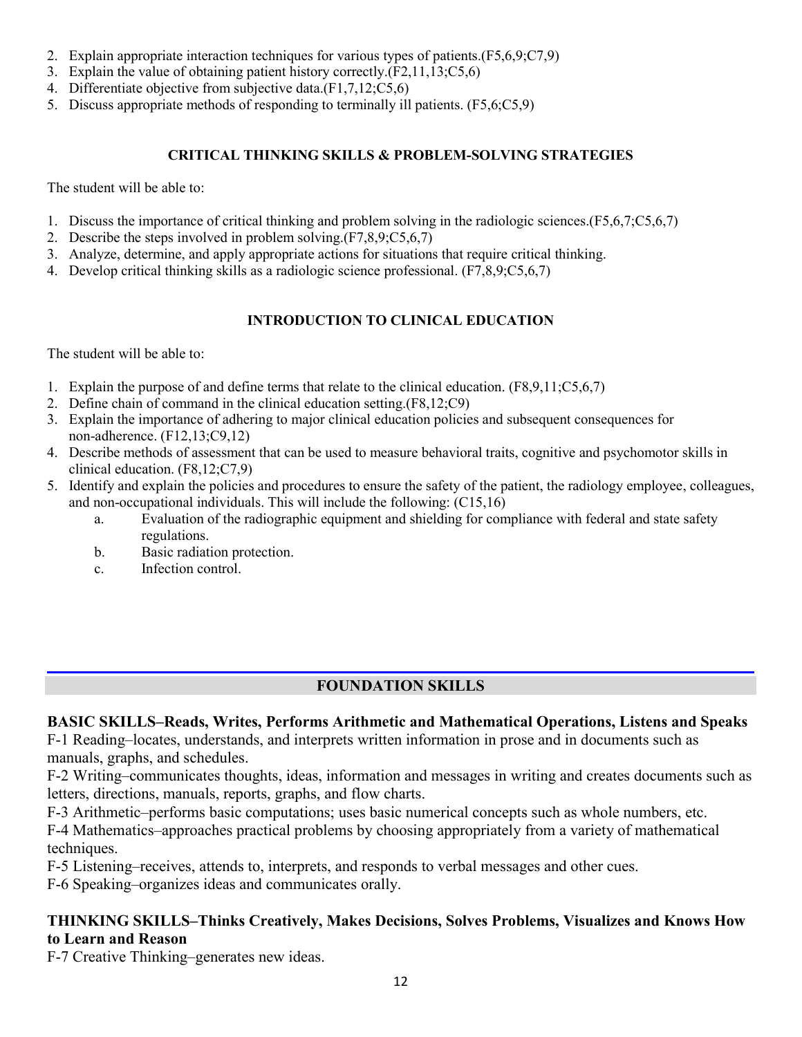2. Explain appropriate interaction techniques for various types of patients.(F5,6,9;C7,9)
3. Explain the value of obtaining patient history correctly.(F2,11,13;C5,6)
4. Differentiate objective from subjective data.(F1,7,12;C5,6)
5. Discuss appropriate methods of responding to terminally ill patients. (F5,6;C5,9)

### CRITICAL THINKING SKILLS & PROBLEM-SOLVING STRATEGIES

The student will be able to:

1. Discuss the importance of critical thinking and problem solving in the radiologic sciences.(F5,6,7;C5,6,7)
2. Describe the steps involved in problem solving.(F7,8,9;C5,6,7)
3. Analyze, determine, and apply appropriate actions for situations that require critical thinking.
4. Develop critical thinking skills as a radiologic science professional. (F7,8,9;C5,6,7)

### INTRODUCTION TO CLINICAL EDUCATION

The student will be able to:

1. Explain the purpose of and define terms that relate to the clinical education. (F8,9,11;C5,6,7)
2. Define chain of command in the clinical education setting.(F8,12;C9)
3. Explain the importance of adhering to major clinical education policies and subsequent consequences for non-adherence. (F12,13;C9,12)
4. Describe methods of assessment that can be used to measure behavioral traits, cognitive and psychomotor skills in clinical education. (F8,12;C7,9)
5. Identify and explain the policies and procedures to ensure the safety of the patient, the radiology employee, colleagues, and non-occupational individuals. This will include the following: (C15,16)
   a. Evaluation of the radiographic equipment and shielding for compliance with federal and state safety regulations.
   b. Basic radiation protection.
   c. Infection control.

## FOUNDATION SKILLS

**BASIC SKILLS–Reads, Writes, Performs Arithmetic and Mathematical Operations, Listens and Speaks**

F-1 Reading–locates, understands, and interprets written information in prose and in documents such as manuals, graphs, and schedules.

F-2 Writing–communicates thoughts, ideas, information and messages in writing and creates documents such as letters, directions, manuals, reports, graphs, and flow charts.

F-3 Arithmetic–performs basic computations; uses basic numerical concepts such as whole numbers, etc.

F-4 Mathematics–approaches practical problems by choosing appropriately from a variety of mathematical techniques.

F-5 Listening–receives, attends to, interprets, and responds to verbal messages and other cues.

F-6 Speaking–organizes ideas and communicates orally.

**THINKING SKILLS–Thinks Creatively, Makes Decisions, Solves Problems, Visualizes and Knows How to Learn and Reason**

F-7 Creative Thinking–generates new ideas.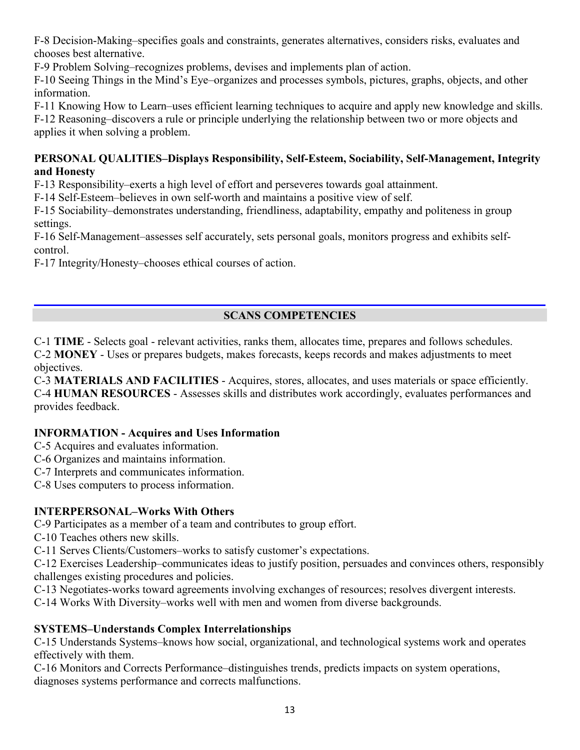F-8 Decision-Making–specifies goals and constraints, generates alternatives, considers risks, evaluates and chooses best alternative.

F-9 Problem Solving–recognizes problems, devises and implements plan of action.

F-10 Seeing Things in the Mind's Eye–organizes and processes symbols, pictures, graphs, objects, and other information.

F-11 Knowing How to Learn–uses efficient learning techniques to acquire and apply new knowledge and skills.

F-12 Reasoning–discovers a rule or principle underlying the relationship between two or more objects and applies it when solving a problem.

**PERSONAL QUALITIES–Displays Responsibility, Self-Esteem, Sociability, Self-Management, Integrity and Honesty**

F-13 Responsibility–exerts a high level of effort and perseveres towards goal attainment.

F-14 Self-Esteem–believes in own self-worth and maintains a positive view of self.

F-15 Sociability–demonstrates understanding, friendliness, adaptability, empathy and politeness in group settings.

F-16 Self-Management–assesses self accurately, sets personal goals, monitors progress and exhibits self-control.

F-17 Integrity/Honesty–chooses ethical courses of action.

## SCANS COMPETENCIES

C-1 **TIME** - Selects goal - relevant activities, ranks them, allocates time, prepares and follows schedules.

C-2 **MONEY** - Uses or prepares budgets, makes forecasts, keeps records and makes adjustments to meet objectives.

C-3 **MATERIALS AND FACILITIES** - Acquires, stores, allocates, and uses materials or space efficiently.

C-4 **HUMAN RESOURCES** - Assesses skills and distributes work accordingly, evaluates performances and provides feedback.

**INFORMATION - Acquires and Uses Information**

C-5 Acquires and evaluates information.

C-6 Organizes and maintains information.

C-7 Interprets and communicates information.

C-8 Uses computers to process information.

**INTERPERSONAL–Works With Others**

C-9 Participates as a member of a team and contributes to group effort.

C-10 Teaches others new skills.

C-11 Serves Clients/Customers–works to satisfy customer's expectations.

C-12 Exercises Leadership–communicates ideas to justify position, persuades and convinces others, responsibly challenges existing procedures and policies.

C-13 Negotiates-works toward agreements involving exchanges of resources; resolves divergent interests.

C-14 Works With Diversity–works well with men and women from diverse backgrounds.

**SYSTEMS–Understands Complex Interrelationships**

C-15 Understands Systems–knows how social, organizational, and technological systems work and operates effectively with them.

C-16 Monitors and Corrects Performance–distinguishes trends, predicts impacts on system operations, diagnoses systems performance and corrects malfunctions.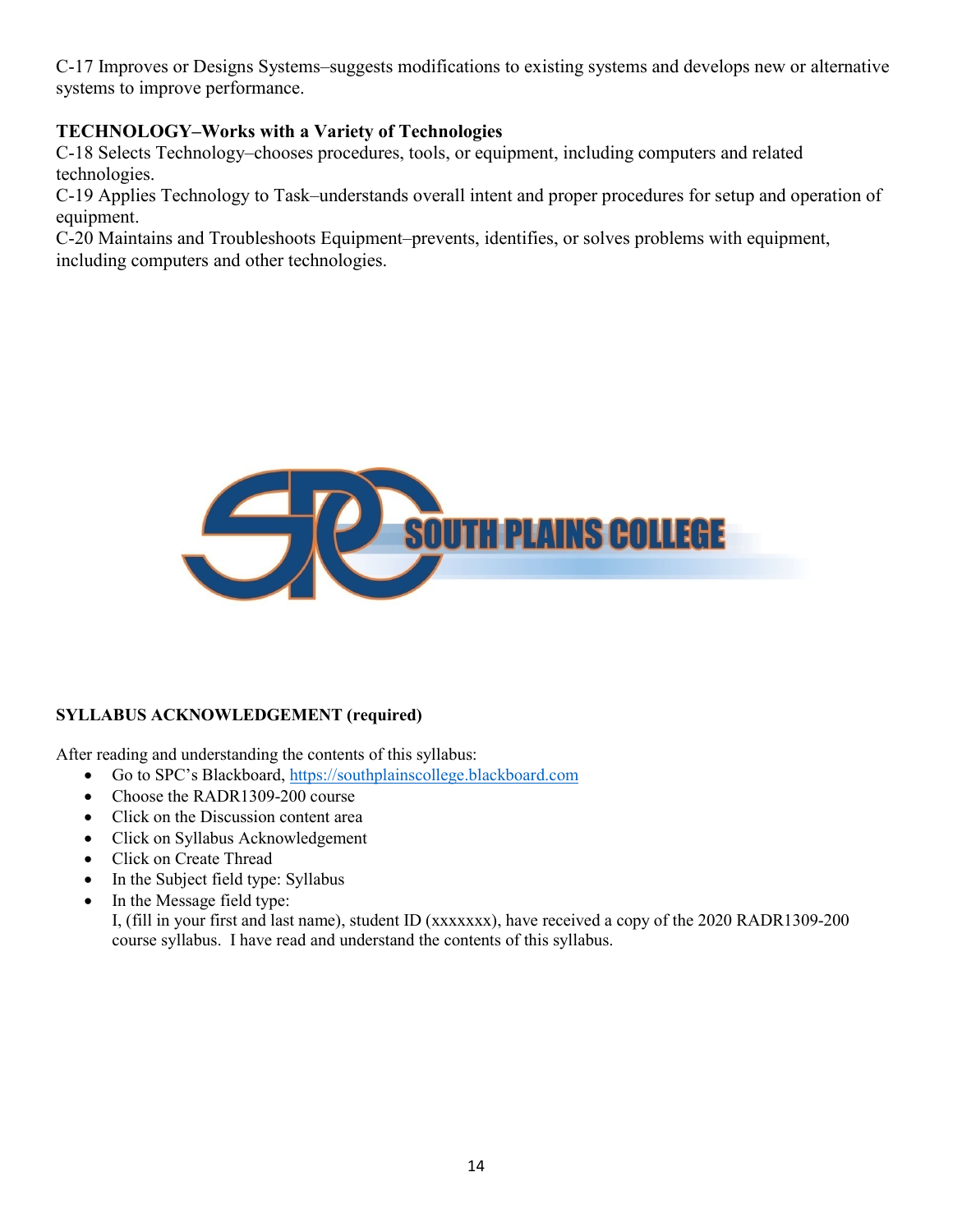C-17 Improves or Designs Systems–suggests modifications to existing systems and develops new or alternative systems to improve performance.

**TECHNOLOGY–Works with a Variety of Technologies**

C-18 Selects Technology–chooses procedures, tools, or equipment, including computers and related technologies.

C-19 Applies Technology to Task–understands overall intent and proper procedures for setup and operation of equipment.

C-20 Maintains and Troubleshoots Equipment–prevents, identifies, or solves problems with equipment, including computers and other technologies.

**SYLLABUS ACKNOWLEDGEMENT (required)**

After reading and understanding the contents of this syllabus:

- Go to SPC's Blackboard, https://southplainscollege.blackboard.com
- Choose the RADR1309-200 course
- Click on the Discussion content area
- Click on Syllabus Acknowledgement
- Click on Create Thread
- In the Subject field type: Syllabus
- In the Message field type:
  I, (fill in your first and last name), student ID (xxxxxxx), have received a copy of the 2020 RADR1309-200 course syllabus. I have read and understand the contents of this syllabus.